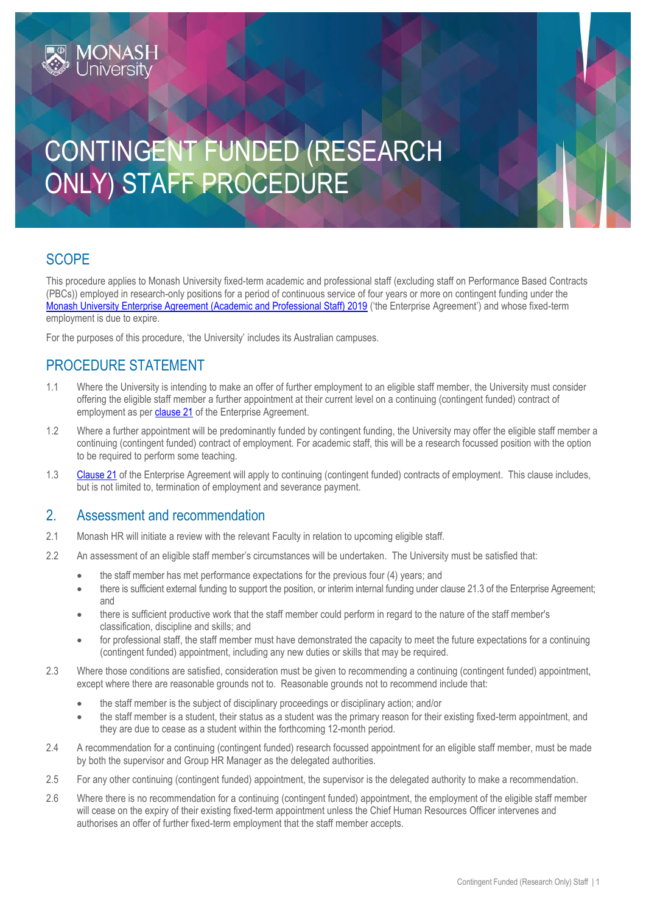# CONTINGENT FUNDED (RESEARCH ONLY) STAFF PROCEDURE

## SCOPE

This procedure applies to Monash University fixed-term academic and professional staff (excluding staff on Performance Based Contracts (PBCs)) employed in research-only positions for a period of continuous service of four years or more on contingent funding under the Monash University Enterprise Agreement (Academic and Professional Staff) 2019 ('the Enterprise Agreement') and whose fixed-term employment is due to expire.

For the purposes of this procedure, 'the University' includes its Australian campuses.

## PROCEDURE STATEMENT

1.1 Where the University is intending to make an offer of further employment to an eligible staff member, the University must consider offering the eligible staff member a further appointment at their current level on a continuing (contingent funded) contract of employment as per clause 21 of the Enterprise Agreement.

1.2 Where a further appointment will be predominantly funded by contingent funding, the University may offer the eligible staff member a continuing (contingent funded) contract of employment. For academic staff, this will be a research focussed position with the option to be required to perform some teaching.

1.3 Clause 21 of the Enterprise Agreement will apply to continuing (contingent funded) contracts of employment. This clause includes, but is not limited to, termination of employment and severance payment.

## 2. Assessment and recommendation

2.1 Monash HR will initiate a review with the relevant Faculty in relation to upcoming eligible staff.

2.2 An assessment of an eligible staff member's circumstances will be undertaken. The University must be satisfied that:

- the staff member has met performance expectations for the previous four (4) years; and
- there is sufficient external funding to support the position, or interim internal funding under clause 21.3 of the Enterprise Agreement; and
- there is sufficient productive work that the staff member could perform in regard to the nature of the staff member's classification, discipline and skills; and
- for professional staff, the staff member must have demonstrated the capacity to meet the future expectations for a continuing (contingent funded) appointment, including any new duties or skills that may be required.

2.3 Where those conditions are satisfied, consideration must be given to recommending a continuing (contingent funded) appointment, except where there are reasonable grounds not to. Reasonable grounds not to recommend include that:

- the staff member is the subject of disciplinary proceedings or disciplinary action; and/or
- the staff member is a student, their status as a student was the primary reason for their existing fixed-term appointment, and they are due to cease as a student within the forthcoming 12-month period.

2.4 A recommendation for a continuing (contingent funded) research focussed appointment for an eligible staff member, must be made by both the supervisor and Group HR Manager as the delegated authorities.

2.5 For any other continuing (contingent funded) appointment, the supervisor is the delegated authority to make a recommendation.

2.6 Where there is no recommendation for a continuing (contingent funded) appointment, the employment of the eligible staff member will cease on the expiry of their existing fixed-term appointment unless the Chief Human Resources Officer intervenes and authorises an offer of further fixed-term employment that the staff member accepts.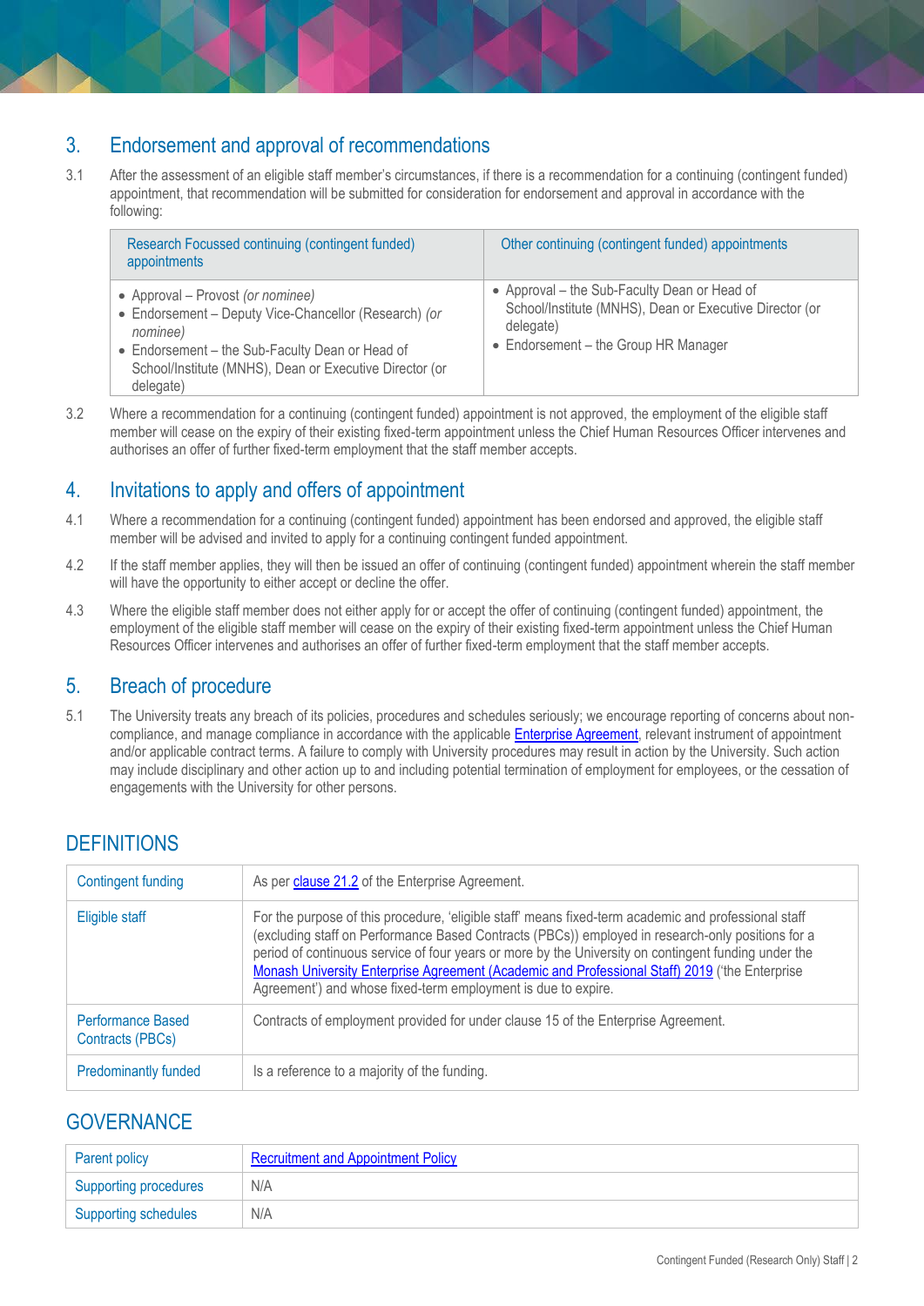## 3. Endorsement and approval of recommendations

3.1 After the assessment of an eligible staff member's circumstances, if there is a recommendation for a continuing (contingent funded) appointment, that recommendation will be submitted for consideration for endorsement and approval in accordance with the following:

| Research Focussed continuing (contingent funded) appointments | Other continuing (contingent funded) appointments |
|---|---|
| • Approval – Provost *(or nominee)*<br>• Endorsement – Deputy Vice-Chancellor (Research) *(or nominee)*<br>• Endorsement – the Sub-Faculty Dean or Head of School/Institute (MNHS), Dean or Executive Director (or delegate) | • Approval – the Sub-Faculty Dean or Head of School/Institute (MNHS), Dean or Executive Director (or delegate)<br>• Endorsement – the Group HR Manager |

3.2 Where a recommendation for a continuing (contingent funded) appointment is not approved, the employment of the eligible staff member will cease on the expiry of their existing fixed-term appointment unless the Chief Human Resources Officer intervenes and authorises an offer of further fixed-term employment that the staff member accepts.

## 4. Invitations to apply and offers of appointment

4.1 Where a recommendation for a continuing (contingent funded) appointment has been endorsed and approved, the eligible staff member will be advised and invited to apply for a continuing contingent funded appointment.

4.2 If the staff member applies, they will then be issued an offer of continuing (contingent funded) appointment wherein the staff member will have the opportunity to either accept or decline the offer.

4.3 Where the eligible staff member does not either apply for or accept the offer of continuing (contingent funded) appointment, the employment of the eligible staff member will cease on the expiry of their existing fixed-term appointment unless the Chief Human Resources Officer intervenes and authorises an offer of further fixed-term employment that the staff member accepts.

## 5. Breach of procedure

5.1 The University treats any breach of its policies, procedures and schedules seriously; we encourage reporting of concerns about non-compliance, and manage compliance in accordance with the applicable Enterprise Agreement, relevant instrument of appointment and/or applicable contract terms. A failure to comply with University procedures may result in action by the University. Such action may include disciplinary and other action up to and including potential termination of employment for employees, or the cessation of engagements with the University for other persons.

# DEFINITIONS

| | |
|---|---|
| Contingent funding | As per clause 21.2 of the Enterprise Agreement. |
| Eligible staff | For the purpose of this procedure, 'eligible staff' means fixed-term academic and professional staff (excluding staff on Performance Based Contracts (PBCs)) employed in research-only positions for a period of continuous service of four years or more by the University on contingent funding under the Monash University Enterprise Agreement (Academic and Professional Staff) 2019 ('the Enterprise Agreement') and whose fixed-term employment is due to expire. |
| Performance Based Contracts (PBCs) | Contracts of employment provided for under clause 15 of the Enterprise Agreement. |
| Predominantly funded | Is a reference to a majority of the funding. |

# GOVERNANCE

| | |
|---|---|
| Parent policy | Recruitment and Appointment Policy |
| Supporting procedures | N/A |
| Supporting schedules | N/A |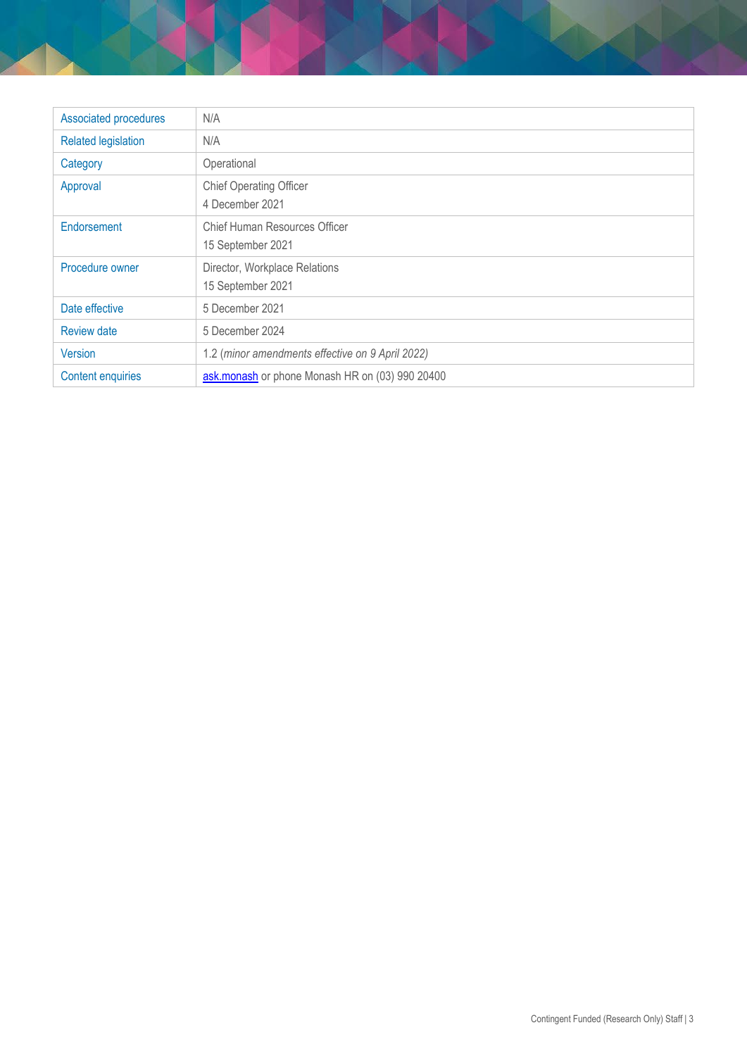| | |
|---|---|
| Associated procedures | N/A |
| Related legislation | N/A |
| Category | Operational |
| Approval | Chief Operating Officer<br>4 December 2021 |
| Endorsement | Chief Human Resources Officer<br>15 September 2021 |
| Procedure owner | Director, Workplace Relations<br>15 September 2021 |
| Date effective | 5 December 2021 |
| Review date | 5 December 2024 |
| Version | 1.2 (*minor amendments effective on 9 April 2022)* |
| Content enquiries | ask.monash or phone Monash HR on (03) 990 20400 |